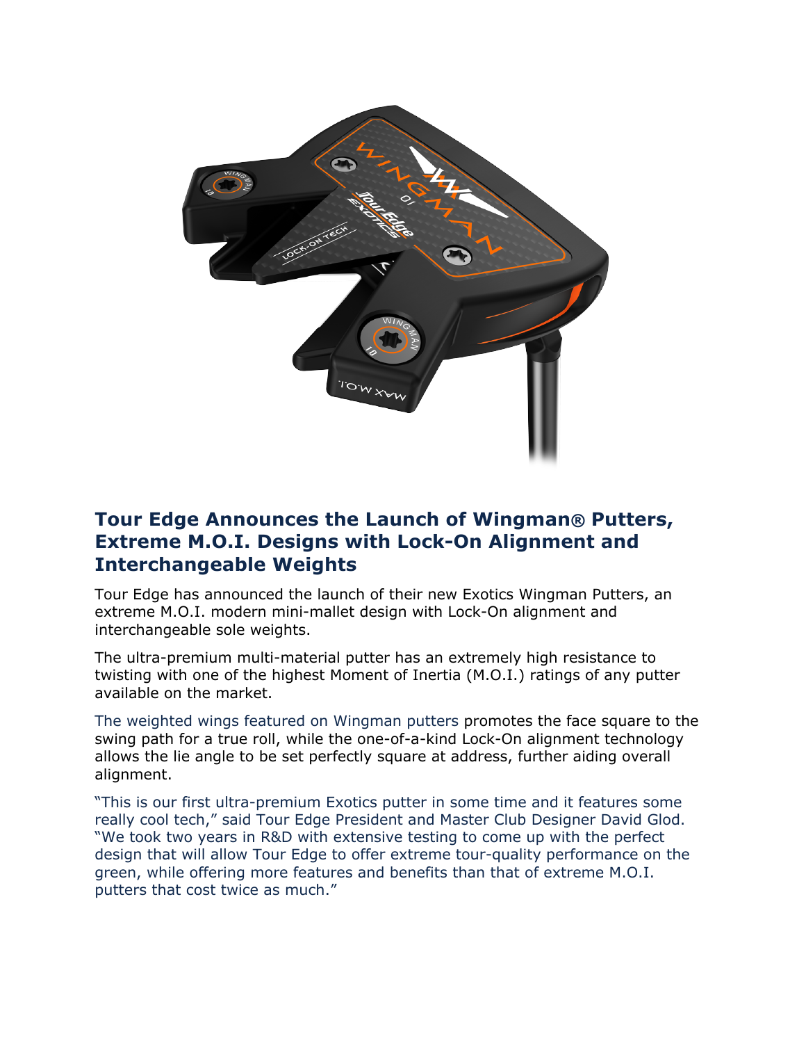## Tour Edge Announces the Launch of Wingman® Putters, Extreme M.O.I. Designs with Lock-On Alignment and Interchangeable Weights

Tour Edge has announced the launch of their new Exotics Wingman Putters, an extreme M.O.I. modern mini-mallet design with Lock-On alignment and interchangeable sole weights.

The ultra-premium multi-material putter has an extremely high resistance to twisting with one of the highest Moment of Inertia (M.O.I.) ratings of any putter available on the market.

The weighted wings featured on Wingman putters promotes the face square to the swing path for a true roll, while the one-of-a-kind Lock-On alignment technology allows the lie angle to be set perfectly square at address, further aiding overall alignment.

"This is our first ultra-premium Exotics putter in some time and it features some really cool tech," said Tour Edge President and Master Club Designer David Glod. "We took two years in R&D with extensive testing to come up with the perfect design that will allow Tour Edge to offer extreme tour-quality performance on the green, while offering more features and benefits than that of extreme M.O.I. putters that cost twice as much."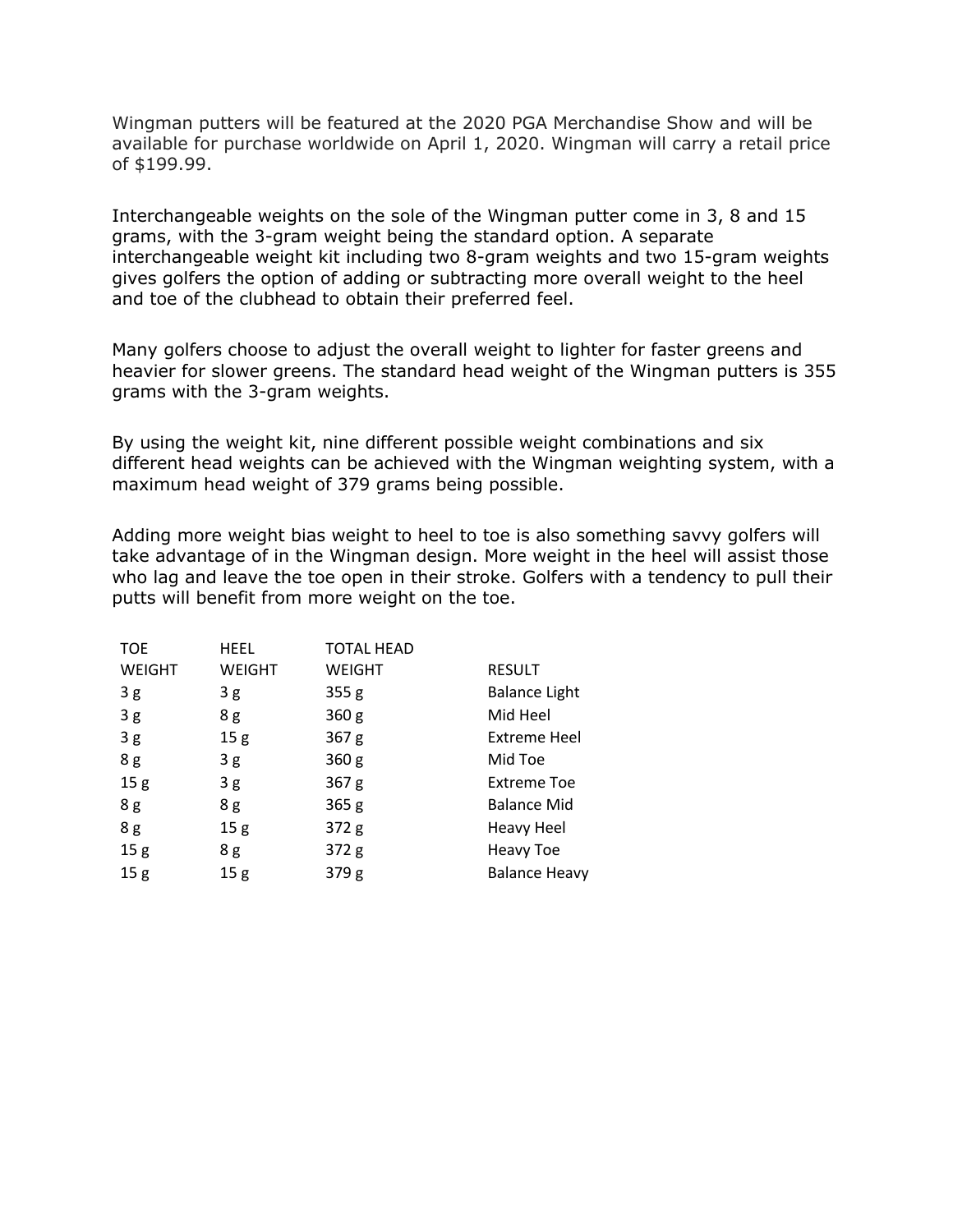Wingman putters will be featured at the 2020 PGA Merchandise Show and will be available for purchase worldwide on April 1, 2020. Wingman will carry a retail price of $199.99.

Interchangeable weights on the sole of the Wingman putter come in 3, 8 and 15 grams, with the 3-gram weight being the standard option. A separate interchangeable weight kit including two 8-gram weights and two 15-gram weights gives golfers the option of adding or subtracting more overall weight to the heel and toe of the clubhead to obtain their preferred feel.

Many golfers choose to adjust the overall weight to lighter for faster greens and heavier for slower greens. The standard head weight of the Wingman putters is 355 grams with the 3-gram weights.

By using the weight kit, nine different possible weight combinations and six different head weights can be achieved with the Wingman weighting system, with a maximum head weight of 379 grams being possible.

Adding more weight bias weight to heel to toe is also something savvy golfers will take advantage of in the Wingman design. More weight in the heel will assist those who lag and leave the toe open in their stroke. Golfers with a tendency to pull their putts will benefit from more weight on the toe.

| TOE WEIGHT | HEEL WEIGHT | TOTAL HEAD WEIGHT | RESULT |
|---|---|---|---|
| 3 g | 3 g | 355 g | Balance Light |
| 3 g | 8 g | 360 g | Mid Heel |
| 3 g | 15 g | 367 g | Extreme Heel |
| 8 g | 3 g | 360 g | Mid Toe |
| 15 g | 3 g | 367 g | Extreme Toe |
| 8 g | 8 g | 365 g | Balance Mid |
| 8 g | 15 g | 372 g | Heavy Heel |
| 15 g | 8 g | 372 g | Heavy Toe |
| 15 g | 15 g | 379 g | Balance Heavy |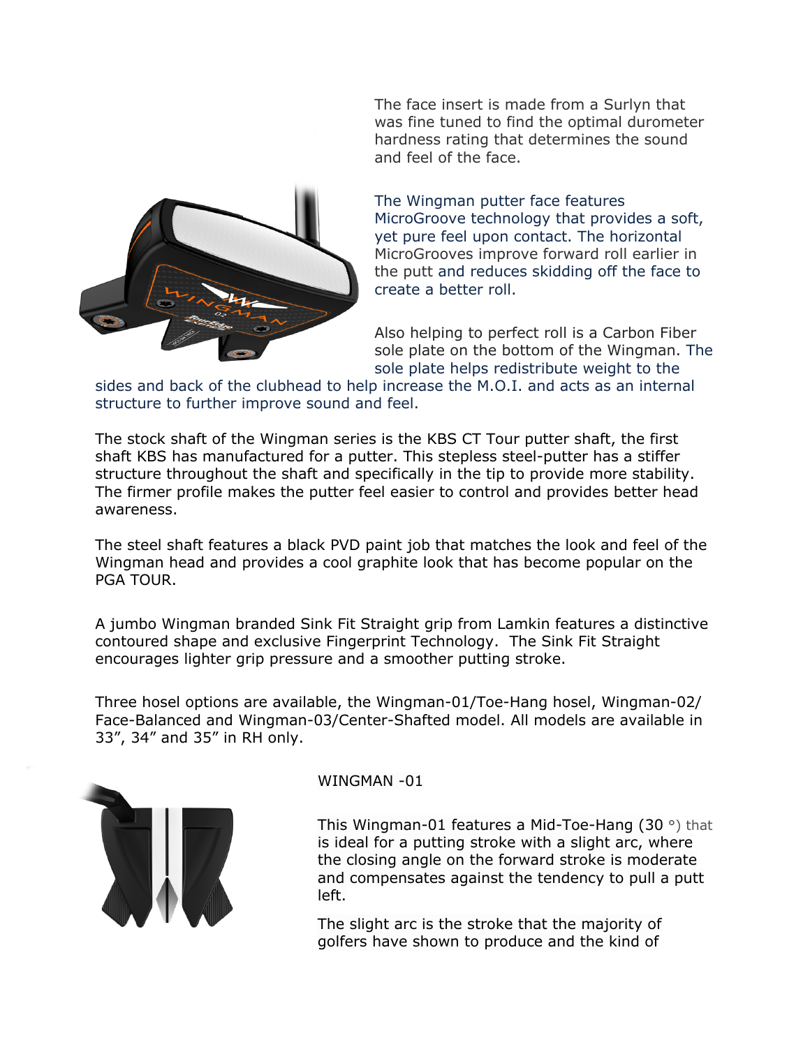The face insert is made from a Surlyn that was fine tuned to find the optimal durometer hardness rating that determines the sound and feel of the face.

The Wingman putter face features MicroGroove technology that provides a soft, yet pure feel upon contact. The horizontal MicroGrooves improve forward roll earlier in the putt and reduces skidding off the face to create a better roll.

Also helping to perfect roll is a Carbon Fiber sole plate on the bottom of the Wingman. The sole plate helps redistribute weight to the sides and back of the clubhead to help increase the M.O.I. and acts as an internal structure to further improve sound and feel.

The stock shaft of the Wingman series is the KBS CT Tour putter shaft, the first shaft KBS has manufactured for a putter. This stepless steel-putter has a stiffer structure throughout the shaft and specifically in the tip to provide more stability. The firmer profile makes the putter feel easier to control and provides better head awareness.

The steel shaft features a black PVD paint job that matches the look and feel of the Wingman head and provides a cool graphite look that has become popular on the PGA TOUR.

A jumbo Wingman branded Sink Fit Straight grip from Lamkin features a distinctive contoured shape and exclusive Fingerprint Technology. The Sink Fit Straight encourages lighter grip pressure and a smoother putting stroke.

Three hosel options are available, the Wingman-01/Toe-Hang hosel, Wingman-02/ Face-Balanced and Wingman-03/Center-Shafted model. All models are available in 33”, 34” and 35” in RH only.

WINGMAN -01

This Wingman-01 features a Mid-Toe-Hang (30 °) that is ideal for a putting stroke with a slight arc, where the closing angle on the forward stroke is moderate and compensates against the tendency to pull a putt left.

The slight arc is the stroke that the majority of golfers have shown to produce and the kind of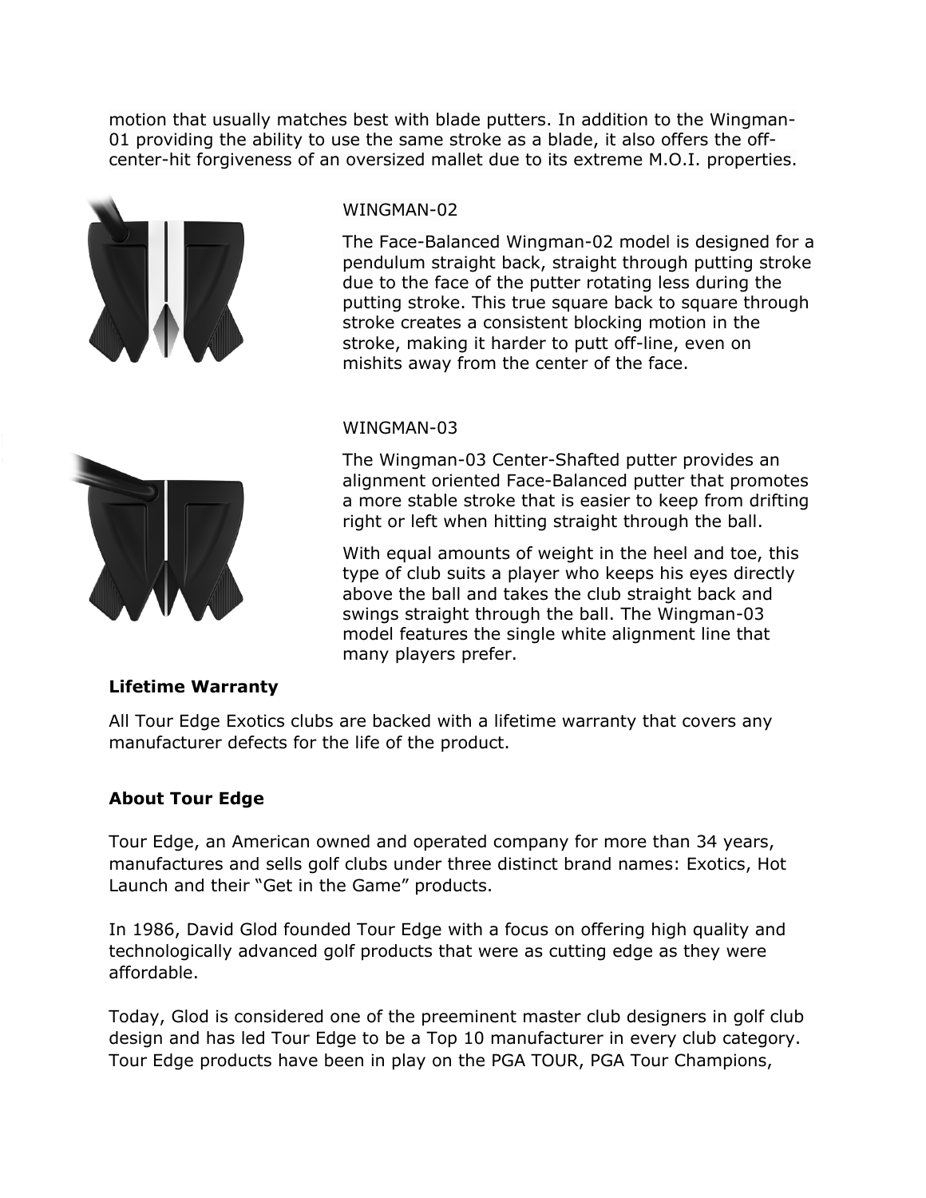motion that usually matches best with blade putters. In addition to the Wingman-01 providing the ability to use the same stroke as a blade, it also offers the off-center-hit forgiveness of an oversized mallet due to its extreme M.O.I. properties.

WINGMAN-02

The Face-Balanced Wingman-02 model is designed for a pendulum straight back, straight through putting stroke due to the face of the putter rotating less during the putting stroke. This true square back to square through stroke creates a consistent blocking motion in the stroke, making it harder to putt off-line, even on mishits away from the center of the face.

WINGMAN-03

The Wingman-03 Center-Shafted putter provides an alignment oriented Face-Balanced putter that promotes a more stable stroke that is easier to keep from drifting right or left when hitting straight through the ball.

With equal amounts of weight in the heel and toe, this type of club suits a player who keeps his eyes directly above the ball and takes the club straight back and swings straight through the ball. The Wingman-03 model features the single white alignment line that many players prefer.

**Lifetime Warranty**

All Tour Edge Exotics clubs are backed with a lifetime warranty that covers any manufacturer defects for the life of the product.

**About Tour Edge**

Tour Edge, an American owned and operated company for more than 34 years, manufactures and sells golf clubs under three distinct brand names: Exotics, Hot Launch and their "Get in the Game" products.

In 1986, David Glod founded Tour Edge with a focus on offering high quality and technologically advanced golf products that were as cutting edge as they were affordable.

Today, Glod is considered one of the preeminent master club designers in golf club design and has led Tour Edge to be a Top 10 manufacturer in every club category. Tour Edge products have been in play on the PGA TOUR, PGA Tour Champions,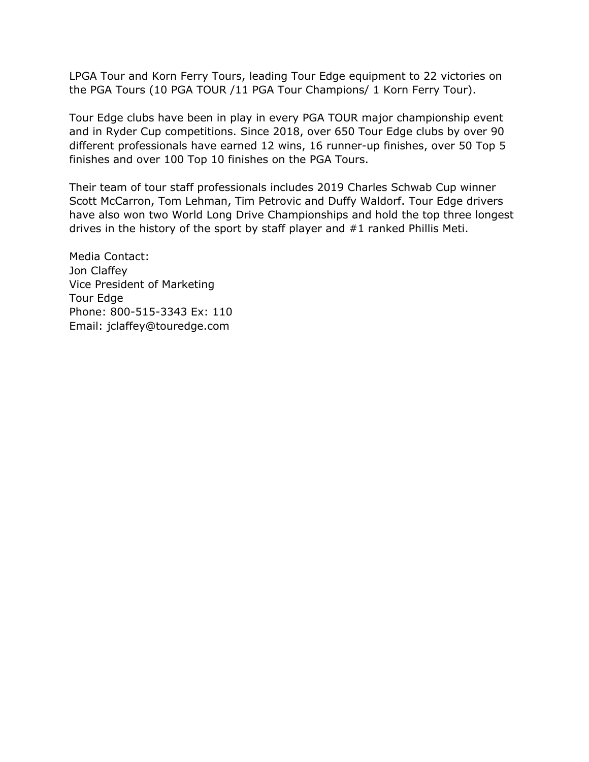LPGA Tour and Korn Ferry Tours, leading Tour Edge equipment to 22 victories on the PGA Tours (10 PGA TOUR /11 PGA Tour Champions/ 1 Korn Ferry Tour).

Tour Edge clubs have been in play in every PGA TOUR major championship event and in Ryder Cup competitions. Since 2018, over 650 Tour Edge clubs by over 90 different professionals have earned 12 wins, 16 runner-up finishes, over 50 Top 5 finishes and over 100 Top 10 finishes on the PGA Tours.

Their team of tour staff professionals includes 2019 Charles Schwab Cup winner Scott McCarron, Tom Lehman, Tim Petrovic and Duffy Waldorf. Tour Edge drivers have also won two World Long Drive Championships and hold the top three longest drives in the history of the sport by staff player and #1 ranked Phillis Meti.

Media Contact:
Jon Claffey
Vice President of Marketing
Tour Edge
Phone: 800-515-3343 Ex: 110
Email: jclaffey@touredge.com